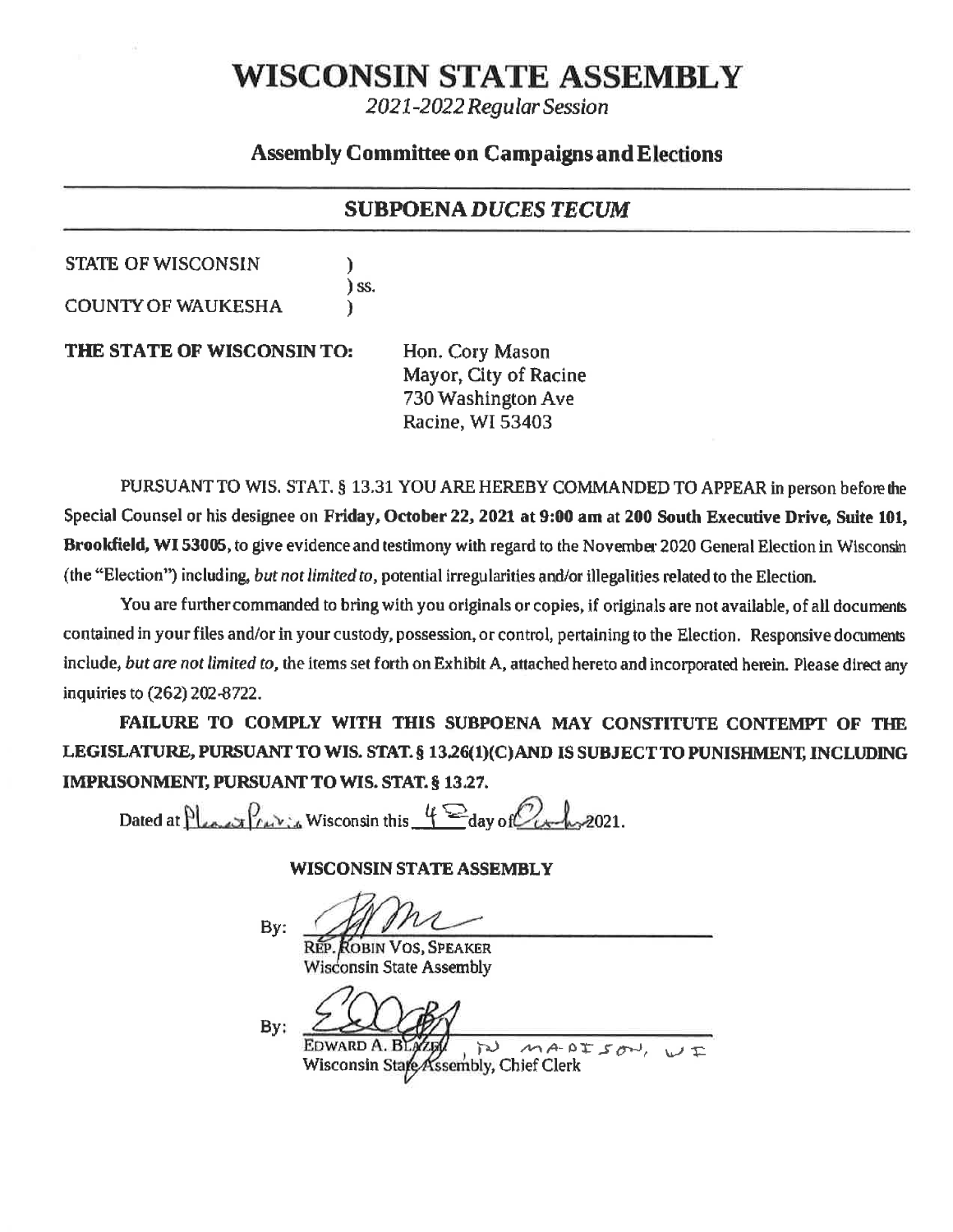# WISCONSIN STATE ASSEMBLY

*2021-2022 Regular Session*

## Assembly Committee on Campaigns and Elections

## SUBPOENA *DUCES TECUM*

STATE OF WISCONSIN )
) ss.
COUNTY OF WAUKESHA )

**THE STATE OF WISCONSIN TO:**

Hon. Cory Mason
Mayor, City of Racine
730 Washington Ave
Racine, WI 53403

PURSUANT TO WIS. STAT. § 13.31 YOU ARE HEREBY COMMANDED TO APPEAR in person before the Special Counsel or his designee on **Friday, October 22, 2021 at 9:00 am** at **200 South Executive Drive, Suite 101, Brookfield, WI 53005**, to give evidence and testimony with regard to the November 2020 General Election in Wisconsin (the "Election") including, *but not limited to*, potential irregularities and/or illegalities related to the Election.

You are further commanded to bring with you originals or copies, if originals are not available, of all documents contained in your files and/or in your custody, possession, or control, pertaining to the Election. Responsive documents include, *but are not limited to*, the items set forth on Exhibit A, attached hereto and incorporated herein. Please direct any inquiries to (262) 202-8722.

**FAILURE TO COMPLY WITH THIS SUBPOENA MAY CONSTITUTE CONTEMPT OF THE LEGISLATURE, PURSUANT TO WIS. STAT. § 13.26(1)(C) AND IS SUBJECT TO PUNISHMENT, INCLUDING IMPRISONMENT, PURSUANT TO WIS. STAT. § 13.27.**

Dated at Pleasant Prairie Wisconsin this 4th day of October 2021.

**WISCONSIN STATE ASSEMBLY**

By: ______________________
REP. ROBIN VOS, SPEAKER
Wisconsin State Assembly

By: ______________________
EDWARD A. BLAZEL, IN MADISON, WI
Wisconsin State Assembly, Chief Clerk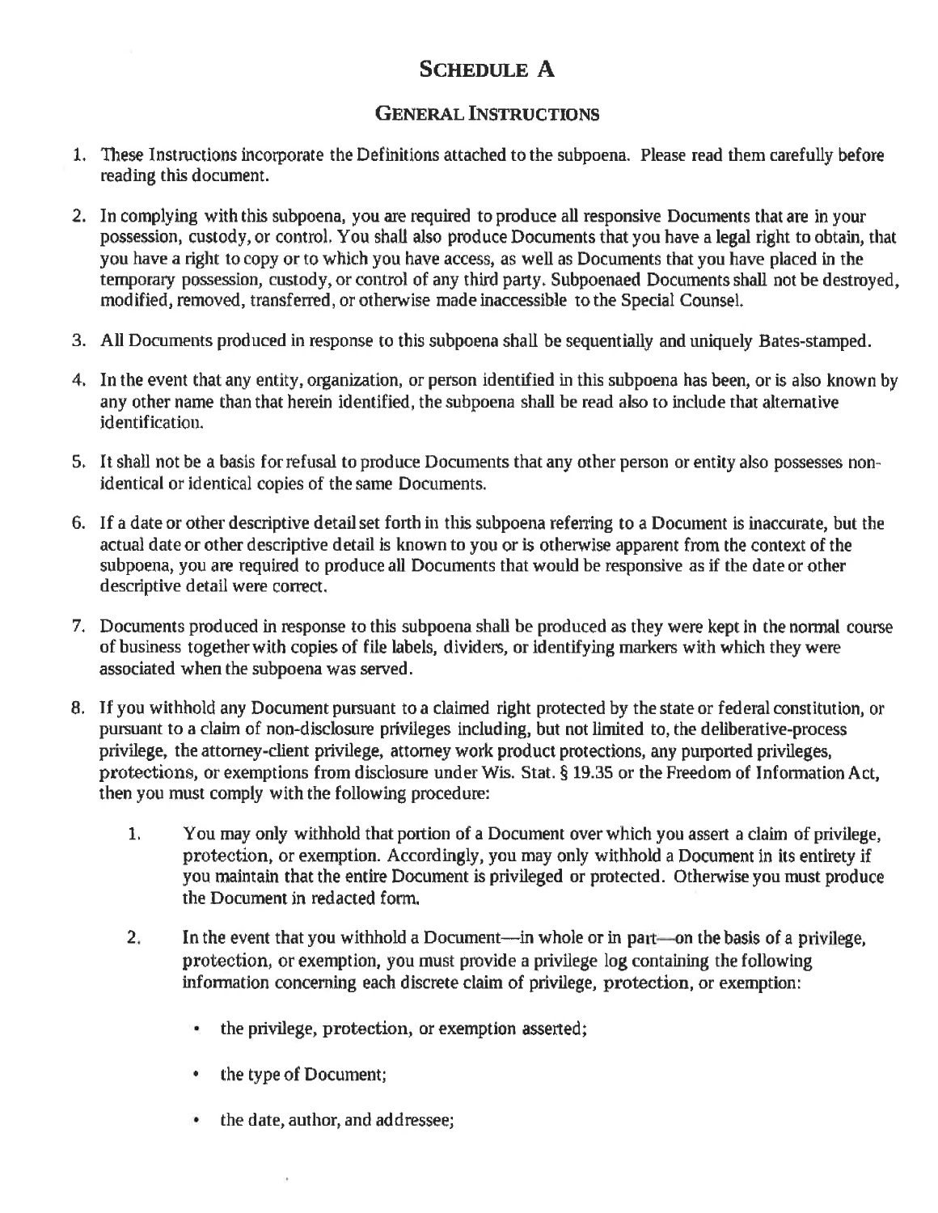# Schedule A

## General Instructions

1. These Instructions incorporate the Definitions attached to the subpoena. Please read them carefully before reading this document.

2. In complying with this subpoena, you are required to produce all responsive Documents that are in your possession, custody, or control. You shall also produce Documents that you have a legal right to obtain, that you have a right to copy or to which you have access, as well as Documents that you have placed in the temporary possession, custody, or control of any third party. Subpoenaed Documents shall not be destroyed, modified, removed, transferred, or otherwise made inaccessible to the Special Counsel.

3. All Documents produced in response to this subpoena shall be sequentially and uniquely Bates-stamped.

4. In the event that any entity, organization, or person identified in this subpoena has been, or is also known by any other name than that herein identified, the subpoena shall be read also to include that alternative identification.

5. It shall not be a basis for refusal to produce Documents that any other person or entity also possesses non-identical or identical copies of the same Documents.

6. If a date or other descriptive detail set forth in this subpoena referring to a Document is inaccurate, but the actual date or other descriptive detail is known to you or is otherwise apparent from the context of the subpoena, you are required to produce all Documents that would be responsive as if the date or other descriptive detail were correct.

7. Documents produced in response to this subpoena shall be produced as they were kept in the normal course of business together with copies of file labels, dividers, or identifying markers with which they were associated when the subpoena was served.

8. If you withhold any Document pursuant to a claimed right protected by the state or federal constitution, or pursuant to a claim of non-disclosure privileges including, but not limited to, the deliberative-process privilege, the attorney-client privilege, attorney work product protections, any purported privileges, protections, or exemptions from disclosure under Wis. Stat. § 19.35 or the Freedom of Information Act, then you must comply with the following procedure:

    1. You may only withhold that portion of a Document over which you assert a claim of privilege, protection, or exemption. Accordingly, you may only withhold a Document in its entirety if you maintain that the entire Document is privileged or protected. Otherwise you must produce the Document in redacted form.

    2. In the event that you withhold a Document—in whole or in part—on the basis of a privilege, protection, or exemption, you must provide a privilege log containing the following information concerning each discrete claim of privilege, protection, or exemption:

        - the privilege, protection, or exemption asserted;
        - the type of Document;
        - the date, author, and addressee;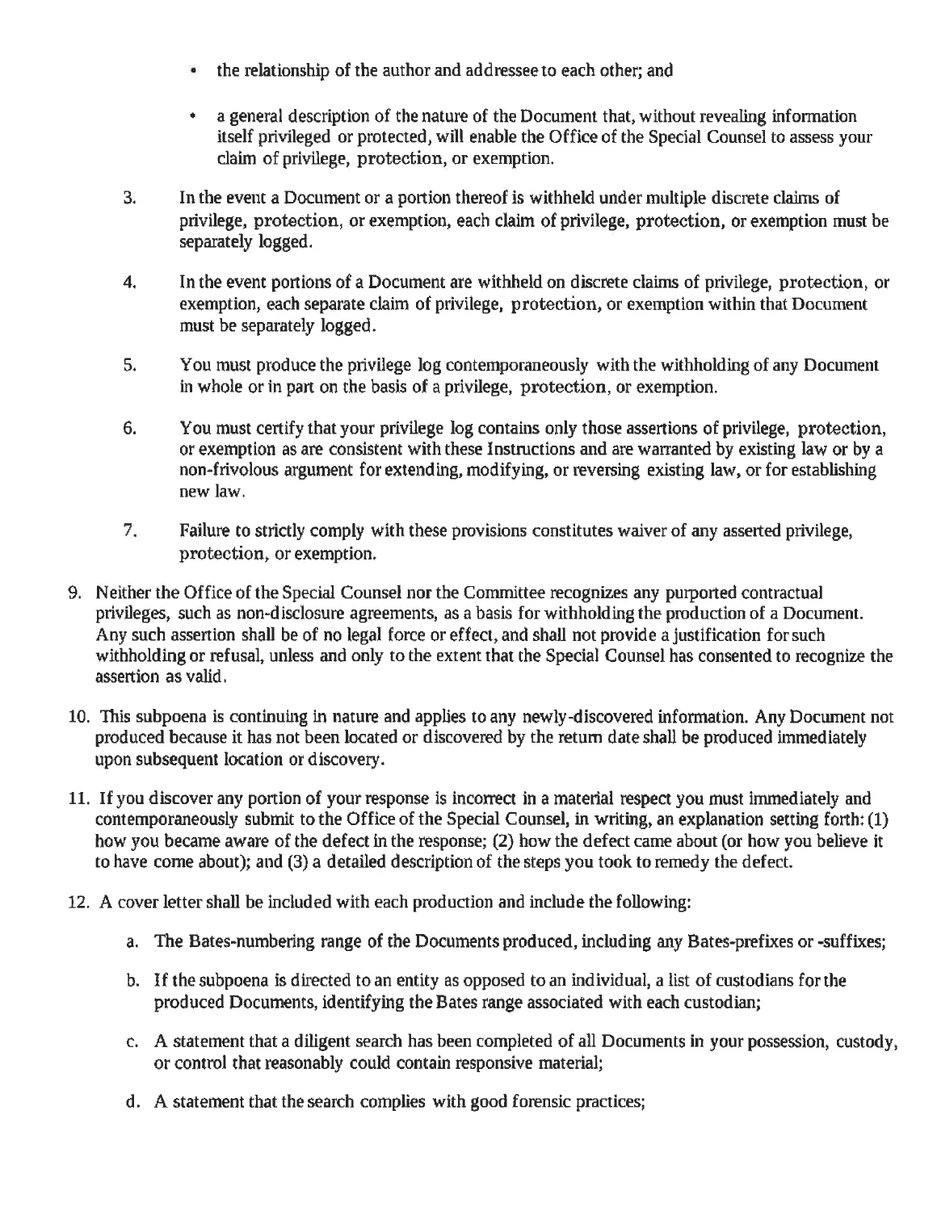- the relationship of the author and addressee to each other; and

- a general description of the nature of the Document that, without revealing information itself privileged or protected, will enable the Office of the Special Counsel to assess your claim of privilege, protection, or exemption.

3. In the event a Document or a portion thereof is withheld under multiple discrete claims of privilege, protection, or exemption, each claim of privilege, protection, or exemption must be separately logged.

4. In the event portions of a Document are withheld on discrete claims of privilege, protection, or exemption, each separate claim of privilege, protection, or exemption within that Document must be separately logged.

5. You must produce the privilege log contemporaneously with the withholding of any Document in whole or in part on the basis of a privilege, protection, or exemption.

6. You must certify that your privilege log contains only those assertions of privilege, protection, or exemption as are consistent with these Instructions and are warranted by existing law or by a non-frivolous argument for extending, modifying, or reversing existing law, or for establishing new law.

7. Failure to strictly comply with these provisions constitutes waiver of any asserted privilege, protection, or exemption.

9. Neither the Office of the Special Counsel nor the Committee recognizes any purported contractual privileges, such as non-disclosure agreements, as a basis for withholding the production of a Document. Any such assertion shall be of no legal force or effect, and shall not provide a justification for such withholding or refusal, unless and only to the extent that the Special Counsel has consented to recognize the assertion as valid.

10. This subpoena is continuing in nature and applies to any newly-discovered information. Any Document not produced because it has not been located or discovered by the return date shall be produced immediately upon subsequent location or discovery.

11. If you discover any portion of your response is incorrect in a material respect you must immediately and contemporaneously submit to the Office of the Special Counsel, in writing, an explanation setting forth: (1) how you became aware of the defect in the response; (2) how the defect came about (or how you believe it to have come about); and (3) a detailed description of the steps you took to remedy the defect.

12. A cover letter shall be included with each production and include the following:

    a. The Bates-numbering range of the Documents produced, including any Bates-prefixes or -suffixes;

    b. If the subpoena is directed to an entity as opposed to an individual, a list of custodians for the produced Documents, identifying the Bates range associated with each custodian;

    c. A statement that a diligent search has been completed of all Documents in your possession, custody, or control that reasonably could contain responsive material;

    d. A statement that the search complies with good forensic practices;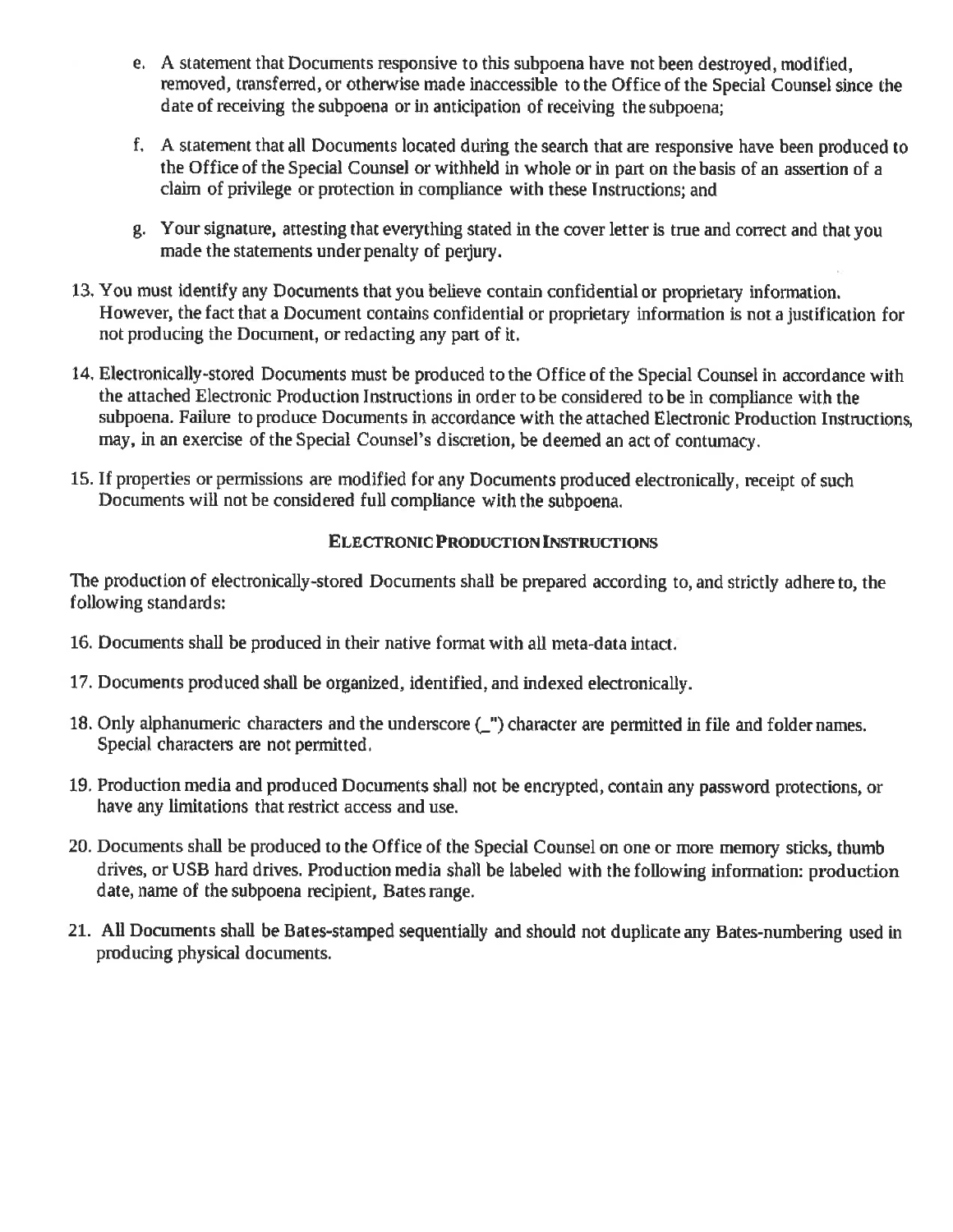e. A statement that Documents responsive to this subpoena have not been destroyed, modified, removed, transferred, or otherwise made inaccessible to the Office of the Special Counsel since the date of receiving the subpoena or in anticipation of receiving the subpoena;

f. A statement that all Documents located during the search that are responsive have been produced to the Office of the Special Counsel or withheld in whole or in part on the basis of an assertion of a claim of privilege or protection in compliance with these Instructions; and

g. Your signature, attesting that everything stated in the cover letter is true and correct and that you made the statements under penalty of perjury.

13. You must identify any Documents that you believe contain confidential or proprietary information. However, the fact that a Document contains confidential or proprietary information is not a justification for not producing the Document, or redacting any part of it.

14. Electronically-stored Documents must be produced to the Office of the Special Counsel in accordance with the attached Electronic Production Instructions in order to be considered to be in compliance with the subpoena. Failure to produce Documents in accordance with the attached Electronic Production Instructions, may, in an exercise of the Special Counsel's discretion, be deemed an act of contumacy.

15. If properties or permissions are modified for any Documents produced electronically, receipt of such Documents will not be considered full compliance with the subpoena.

**ELECTRONIC PRODUCTION INSTRUCTIONS**

The production of electronically-stored Documents shall be prepared according to, and strictly adhere to, the following standards:

16. Documents shall be produced in their native format with all meta-data intact.

17. Documents produced shall be organized, identified, and indexed electronically.

18. Only alphanumeric characters and the underscore (_") character are permitted in file and folder names. Special characters are not permitted.

19. Production media and produced Documents shall not be encrypted, contain any password protections, or have any limitations that restrict access and use.

20. Documents shall be produced to the Office of the Special Counsel on one or more memory sticks, thumb drives, or USB hard drives. Production media shall be labeled with the following information: production date, name of the subpoena recipient, Bates range.

21. All Documents shall be Bates-stamped sequentially and should not duplicate any Bates-numbering used in producing physical documents.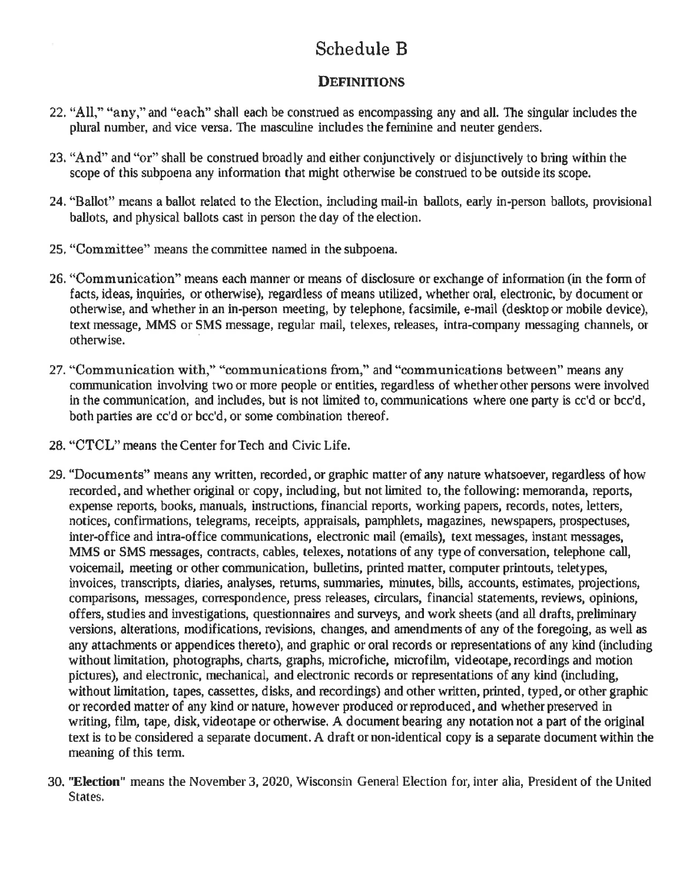# Schedule B

## DEFINITIONS

22. "All," "any," and "each" shall each be construed as encompassing any and all. The singular includes the plural number, and vice versa. The masculine includes the feminine and neuter genders.

23. "And" and "or" shall be construed broadly and either conjunctively or disjunctively to bring within the scope of this subpoena any information that might otherwise be construed to be outside its scope.

24. "Ballot" means a ballot related to the Election, including mail-in ballots, early in-person ballots, provisional ballots, and physical ballots cast in person the day of the election.

25. "Committee" means the committee named in the subpoena.

26. "Communication" means each manner or means of disclosure or exchange of information (in the form of facts, ideas, inquiries, or otherwise), regardless of means utilized, whether oral, electronic, by document or otherwise, and whether in an in-person meeting, by telephone, facsimile, e-mail (desktop or mobile device), text message, MMS or SMS message, regular mail, telexes, releases, intra-company messaging channels, or otherwise.

27. "Communication with," "communications from," and "communications between" means any communication involving two or more people or entities, regardless of whether other persons were involved in the communication, and includes, but is not limited to, communications where one party is cc'd or bcc'd, both parties are cc'd or bcc'd, or some combination thereof.

28. "CTCL" means the Center for Tech and Civic Life.

29. "Documents" means any written, recorded, or graphic matter of any nature whatsoever, regardless of how recorded, and whether original or copy, including, but not limited to, the following: memoranda, reports, expense reports, books, manuals, instructions, financial reports, working papers, records, notes, letters, notices, confirmations, telegrams, receipts, appraisals, pamphlets, magazines, newspapers, prospectuses, inter-office and intra-office communications, electronic mail (emails), text messages, instant messages, MMS or SMS messages, contracts, cables, telexes, notations of any type of conversation, telephone call, voicemail, meeting or other communication, bulletins, printed matter, computer printouts, teletypes, invoices, transcripts, diaries, analyses, returns, summaries, minutes, bills, accounts, estimates, projections, comparisons, messages, correspondence, press releases, circulars, financial statements, reviews, opinions, offers, studies and investigations, questionnaires and surveys, and work sheets (and all drafts, preliminary versions, alterations, modifications, revisions, changes, and amendments of any of the foregoing, as well as any attachments or appendices thereto), and graphic or oral records or representations of any kind (including without limitation, photographs, charts, graphs, microfiche, microfilm, videotape, recordings and motion pictures), and electronic, mechanical, and electronic records or representations of any kind (including, without limitation, tapes, cassettes, disks, and recordings) and other written, printed, typed, or other graphic or recorded matter of any kind or nature, however produced or reproduced, and whether preserved in writing, film, tape, disk, videotape or otherwise. A document bearing any notation not a part of the original text is to be considered a separate document. A draft or non-identical copy is a separate document within the meaning of this term.

30. **"Election"** means the November 3, 2020, Wisconsin General Election for, inter alia, President of the United States.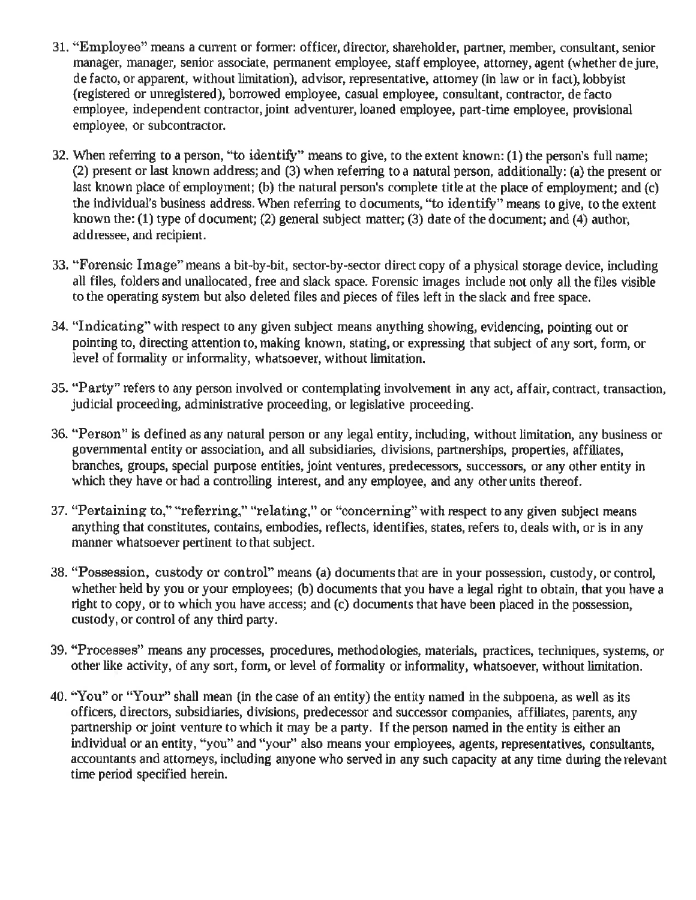31. "Employee" means a current or former: officer, director, shareholder, partner, member, consultant, senior manager, manager, senior associate, permanent employee, staff employee, attorney, agent (whether de jure, de facto, or apparent, without limitation), advisor, representative, attorney (in law or in fact), lobbyist (registered or unregistered), borrowed employee, casual employee, consultant, contractor, de facto employee, independent contractor, joint adventurer, loaned employee, part-time employee, provisional employee, or subcontractor.

32. When referring to a person, "to identify" means to give, to the extent known: (1) the person's full name; (2) present or last known address; and (3) when referring to a natural person, additionally: (a) the present or last known place of employment; (b) the natural person's complete title at the place of employment; and (c) the individual's business address. When referring to documents, "to identify" means to give, to the extent known the: (1) type of document; (2) general subject matter; (3) date of the document; and (4) author, addressee, and recipient.

33. "Forensic Image" means a bit-by-bit, sector-by-sector direct copy of a physical storage device, including all files, folders and unallocated, free and slack space. Forensic images include not only all the files visible to the operating system but also deleted files and pieces of files left in the slack and free space.

34. "Indicating" with respect to any given subject means anything showing, evidencing, pointing out or pointing to, directing attention to, making known, stating, or expressing that subject of any sort, form, or level of formality or informality, whatsoever, without limitation.

35. "Party" refers to any person involved or contemplating involvement in any act, affair, contract, transaction, judicial proceeding, administrative proceeding, or legislative proceeding.

36. "Person" is defined as any natural person or any legal entity, including, without limitation, any business or governmental entity or association, and all subsidiaries, divisions, partnerships, properties, affiliates, branches, groups, special purpose entities, joint ventures, predecessors, successors, or any other entity in which they have or had a controlling interest, and any employee, and any other units thereof.

37. "Pertaining to," "referring," "relating," or "concerning" with respect to any given subject means anything that constitutes, contains, embodies, reflects, identifies, states, refers to, deals with, or is in any manner whatsoever pertinent to that subject.

38. "Possession, custody or control" means (a) documents that are in your possession, custody, or control, whether held by you or your employees; (b) documents that you have a legal right to obtain, that you have a right to copy, or to which you have access; and (c) documents that have been placed in the possession, custody, or control of any third party.

39. "Processes" means any processes, procedures, methodologies, materials, practices, techniques, systems, or other like activity, of any sort, form, or level of formality or informality, whatsoever, without limitation.

40. "You" or "Your" shall mean (in the case of an entity) the entity named in the subpoena, as well as its officers, directors, subsidiaries, divisions, predecessor and successor companies, affiliates, parents, any partnership or joint venture to which it may be a party. If the person named in the entity is either an individual or an entity, "you" and "your" also means your employees, agents, representatives, consultants, accountants and attorneys, including anyone who served in any such capacity at any time during the relevant time period specified herein.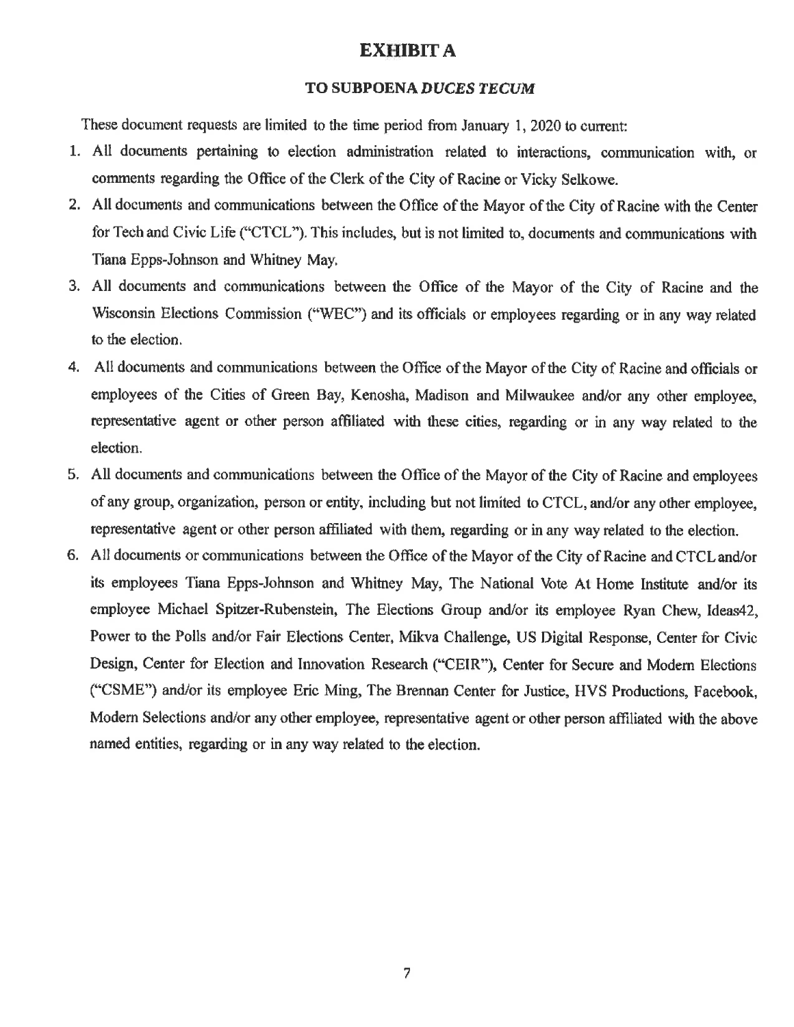# EXHIBIT A

## TO SUBPOENA *DUCES TECUM*

These document requests are limited to the time period from January 1, 2020 to current:

1. All documents pertaining to election administration related to interactions, communication with, or comments regarding the Office of the Clerk of the City of Racine or Vicky Selkowe.
2. All documents and communications between the Office of the Mayor of the City of Racine with the Center for Tech and Civic Life ("CTCL"). This includes, but is not limited to, documents and communications with Tiana Epps-Johnson and Whitney May.
3. All documents and communications between the Office of the Mayor of the City of Racine and the Wisconsin Elections Commission ("WEC") and its officials or employees regarding or in any way related to the election.
4. All documents and communications between the Office of the Mayor of the City of Racine and officials or employees of the Cities of Green Bay, Kenosha, Madison and Milwaukee and/or any other employee, representative agent or other person affiliated with these cities, regarding or in any way related to the election.
5. All documents and communications between the Office of the Mayor of the City of Racine and employees of any group, organization, person or entity, including but not limited to CTCL, and/or any other employee, representative agent or other person affiliated with them, regarding or in any way related to the election.
6. All documents or communications between the Office of the Mayor of the City of Racine and CTCL and/or its employees Tiana Epps-Johnson and Whitney May, The National Vote At Home Institute and/or its employee Michael Spitzer-Rubenstein, The Elections Group and/or its employee Ryan Chew, Ideas42, Power to the Polls and/or Fair Elections Center, Mikva Challenge, US Digital Response, Center for Civic Design, Center for Election and Innovation Research ("CEIR"), Center for Secure and Modern Elections ("CSME") and/or its employee Eric Ming, The Brennan Center for Justice, HVS Productions, Facebook, Modern Selections and/or any other employee, representative agent or other person affiliated with the above named entities, regarding or in any way related to the election.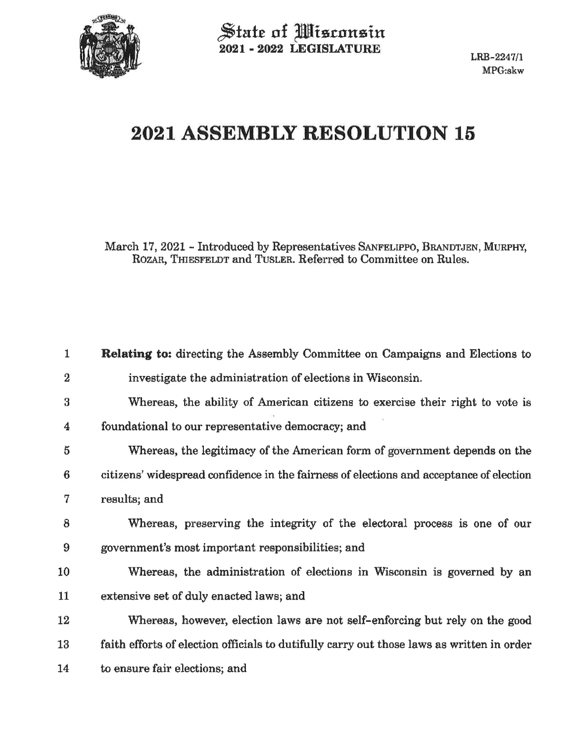State of Wisconsin
**2021 - 2022 LEGISLATURE**

LRB-2247/1
MPG:skw

# 2021 ASSEMBLY RESOLUTION 15

March 17, 2021 - Introduced by Representatives SANFELIPPO, BRANDTJEN, MURPHY, ROZAR, THIESFELDT and TUSLER. Referred to Committee on Rules.

1 **Relating to:** directing the Assembly Committee on Campaigns and Elections to
2 investigate the administration of elections in Wisconsin.
3 Whereas, the ability of American citizens to exercise their right to vote is
4 foundational to our representative democracy; and
5 Whereas, the legitimacy of the American form of government depends on the
6 citizens' widespread confidence in the fairness of elections and acceptance of election
7 results; and
8 Whereas, preserving the integrity of the electoral process is one of our
9 government's most important responsibilities; and
10 Whereas, the administration of elections in Wisconsin is governed by an
11 extensive set of duly enacted laws; and
12 Whereas, however, election laws are not self-enforcing but rely on the good
13 faith efforts of election officials to dutifully carry out those laws as written in order
14 to ensure fair elections; and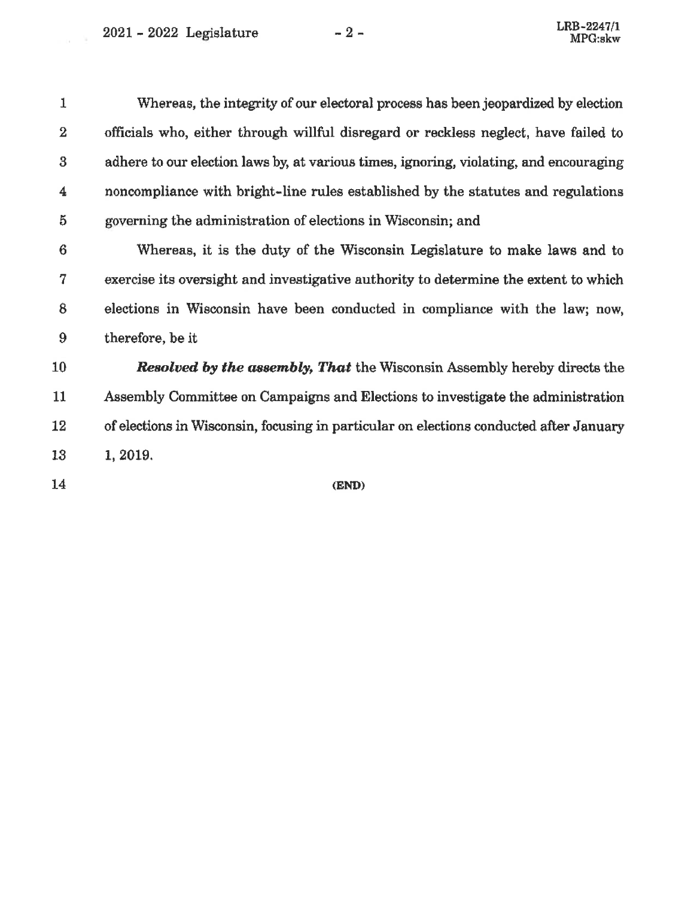Whereas, the integrity of our electoral process has been jeopardized by election officials who, either through willful disregard or reckless neglect, have failed to adhere to our election laws by, at various times, ignoring, violating, and encouraging noncompliance with bright-line rules established by the statutes and regulations governing the administration of elections in Wisconsin; and

Whereas, it is the duty of the Wisconsin Legislature to make laws and to exercise its oversight and investigative authority to determine the extent to which elections in Wisconsin have been conducted in compliance with the law; now, therefore, be it

***Resolved by the assembly, That*** the Wisconsin Assembly hereby directs the Assembly Committee on Campaigns and Elections to investigate the administration of elections in Wisconsin, focusing in particular on elections conducted after January 1, 2019.

(END)